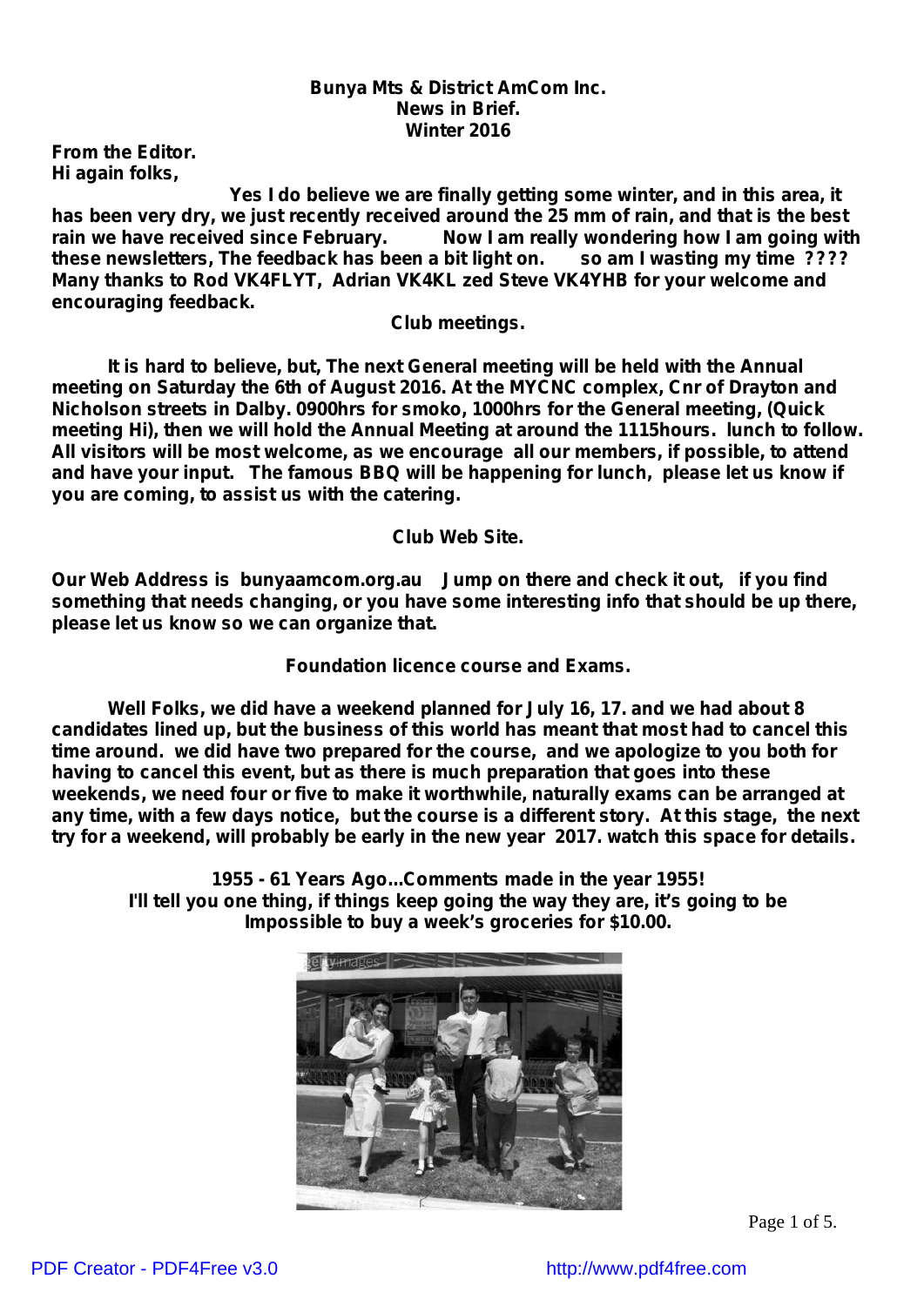**Bunya Mts & District AmCom Inc.**
**News in Brief.**
**Winter 2016**

**From the Editor.**
**Hi again folks,**

Yes I do believe we are finally getting some winter, and in this area, it has been very dry, we just recently received around the 25 mm of rain, and that is the best rain we have received since February. Now I am really wondering how I am going with these newsletters, The feedback has been a bit light on. so am I wasting my time ????
Many thanks to Rod VK4FLYT, Adrian VK4KL zed Steve VK4YHB for your welcome and encouraging feedback.

## Club meetings.

It is hard to believe, but, The next General meeting will be held with the Annual meeting on Saturday the 6th of August 2016. At the MYCNC complex, Cnr of Drayton and Nicholson streets in Dalby. 0900hrs for smoko, 1000hrs for the General meeting, (Quick meeting Hi), then we will hold the Annual Meeting at around the 1115hours. lunch to follow. All visitors will be most welcome, as we encourage all our members, if possible, to attend and have your input. The famous BBQ will be happening for lunch, please let us know if you are coming, to assist us with the catering.

## Club Web Site.

Our Web Address is bunyaamcom.org.au Jump on there and check it out, if you find something that needs changing, or you have some interesting info that should be up there, please let us know so we can organize that.

## Foundation licence course and Exams.

Well Folks, we did have a weekend planned for July 16, 17. and we had about 8 candidates lined up, but the business of this world has meant that most had to cancel this time around. we did have two prepared for the course, and we apologize to you both for having to cancel this event, but as there is much preparation that goes into these weekends, we need four or five to make it worthwhile, naturally exams can be arranged at any time, with a few days notice, but the course is a different story. At this stage, the next try for a weekend, will probably be early in the new year 2017. watch this space for details.

**1955 - 61 Years Ago...Comments made in the year 1955!**
**I'll tell you one thing, if things keep going the way they are, it's going to be Impossible to buy a week's groceries for $10.00.**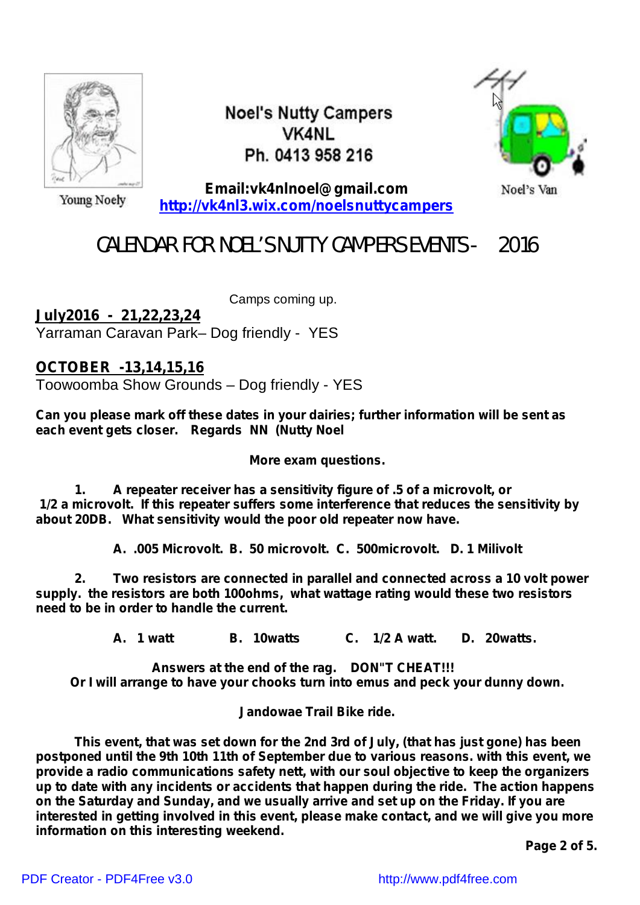Young Noely

Noel's Nutty Campers
VK4NL
Ph. 0413 958 216

Noel's Van

**Email:vk4nlnoel@gmail.com**
**http://vk4nl3.wix.com/noelsnuttycampers**

# CALENDAR FOR NOEL'S NUTTY CAMPERS EVENTS - 2016

Camps coming up.

**July2016 - 21,22,23,24**
Yarraman Caravan Park– Dog friendly - YES

**OCTOBER -13,14,15,16**
Toowoomba Show Grounds – Dog friendly - YES

**Can you please mark off these dates in your dairies; further information will be sent as each event gets closer. Regards NN (Nutty Noel**

**More exam questions.**

**1. A repeater receiver has a sensitivity figure of .5 of a microvolt, or 1/2 a microvolt. If this repeater suffers some interference that reduces the sensitivity by about 20DB. What sensitivity would the poor old repeater now have.**

**A. .005 Microvolt. B. 50 microvolt. C. 500microvolt. D. 1 Milivolt**

**2. Two resistors are connected in parallel and connected across a 10 volt power supply. the resistors are both 100ohms, what wattage rating would these two resistors need to be in order to handle the current.**

**A. 1 watt B. 10watts C. 1/2 A watt. D. 20watts.**

**Answers at the end of the rag. DON"T CHEAT!!!**
**Or I will arrange to have your chooks turn into emus and peck your dunny down.**

**Jandowae Trail Bike ride.**

**This event, that was set down for the 2nd 3rd of July, (that has just gone) has been postponed until the 9th 10th 11th of September due to various reasons. with this event, we provide a radio communications safety nett, with our soul objective to keep the organizers up to date with any incidents or accidents that happen during the ride. The action happens on the Saturday and Sunday, and we usually arrive and set up on the Friday. If you are interested in getting involved in this event, please make contact, and we will give you more information on this interesting weekend.**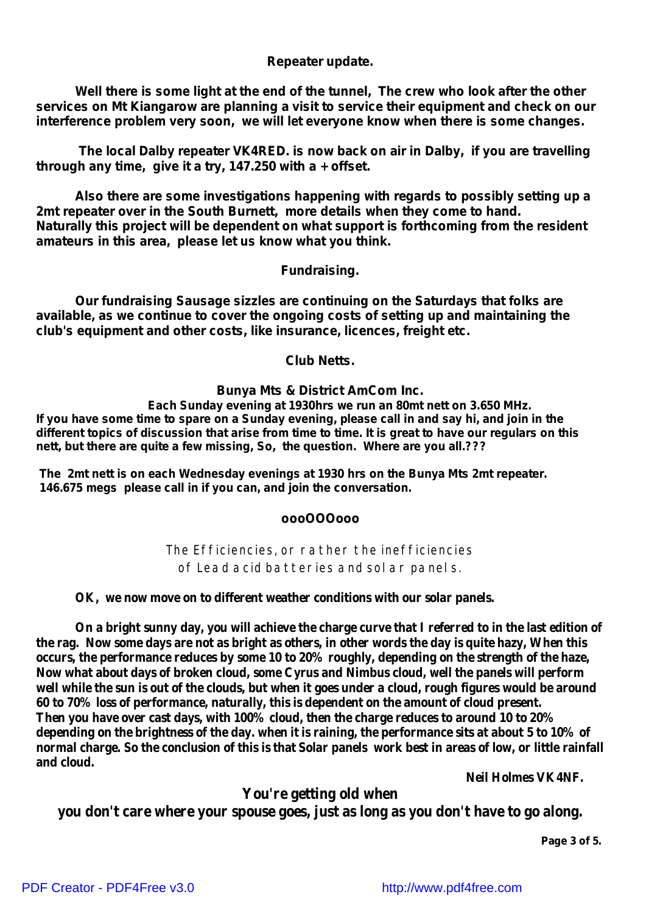## Repeater update.

Well there is some light at the end of the tunnel, The crew who look after the other services on Mt Kiangarow are planning a visit to service their equipment and check on our interference problem very soon, we will let everyone know when there is some changes.

The local Dalby repeater VK4RED. is now back on air in Dalby, if you are travelling through any time, give it a try, 147.250 with a + offset.

Also there are some investigations happening with regards to possibly setting up a 2mt repeater over in the South Burnett, more details when they come to hand. Naturally this project will be dependent on what support is forthcoming from the resident amateurs in this area, please let us know what you think.

## Fundraising.

Our fundraising Sausage sizzles are continuing on the Saturdays that folks are available, as we continue to cover the ongoing costs of setting up and maintaining the club's equipment and other costs, like insurance, licences, freight etc.

## Club Netts.

### Bunya Mts & District AmCom Inc.

**Each Sunday evening at 1930hrs we run an 80mt nett on 3.650 MHz.**

**If you have some time to spare on a Sunday evening, please call in and say hi, and join in the different topics of discussion that arise from time to time. It is great to have our regulars on this nett, but there are quite a few missing, So, the question. Where are you all.???**

**The 2mt nett is on each Wednesday evenings at 1930 hrs on the Bunya Mts 2mt repeater. 146.675 megs please call in if you can, and join the conversation.**

**oooOOOooo**

## The Efficiencies, or rather the inefficiencies of Lead acid batteries and solar panels.

**OK, we now move on to different weather conditions with our solar panels.**

**On a bright sunny day, you will achieve the charge curve that I referred to in the last edition of the rag. Now some days are not as bright as others, in other words the day is quite hazy, When this occurs, the performance reduces by some 10 to 20% roughly, depending on the strength of the haze, Now what about days of broken cloud, some Cyrus and Nimbus cloud, well the panels will perform well while the sun is out of the clouds, but when it goes under a cloud, rough figures would be around 60 to 70% loss of performance, naturally, this is dependent on the amount of cloud present. Then you have over cast days, with 100% cloud, then the charge reduces to around 10 to 20% depending on the brightness of the day. when it is raining, the performance sits at about 5 to 10% of normal charge. So the conclusion of this is that Solar panels work best in areas of low, or little rainfall and cloud.**

**Neil Holmes VK4NF.**

**You're getting old when you don't care where your spouse goes, just as long as you don't have to go along.**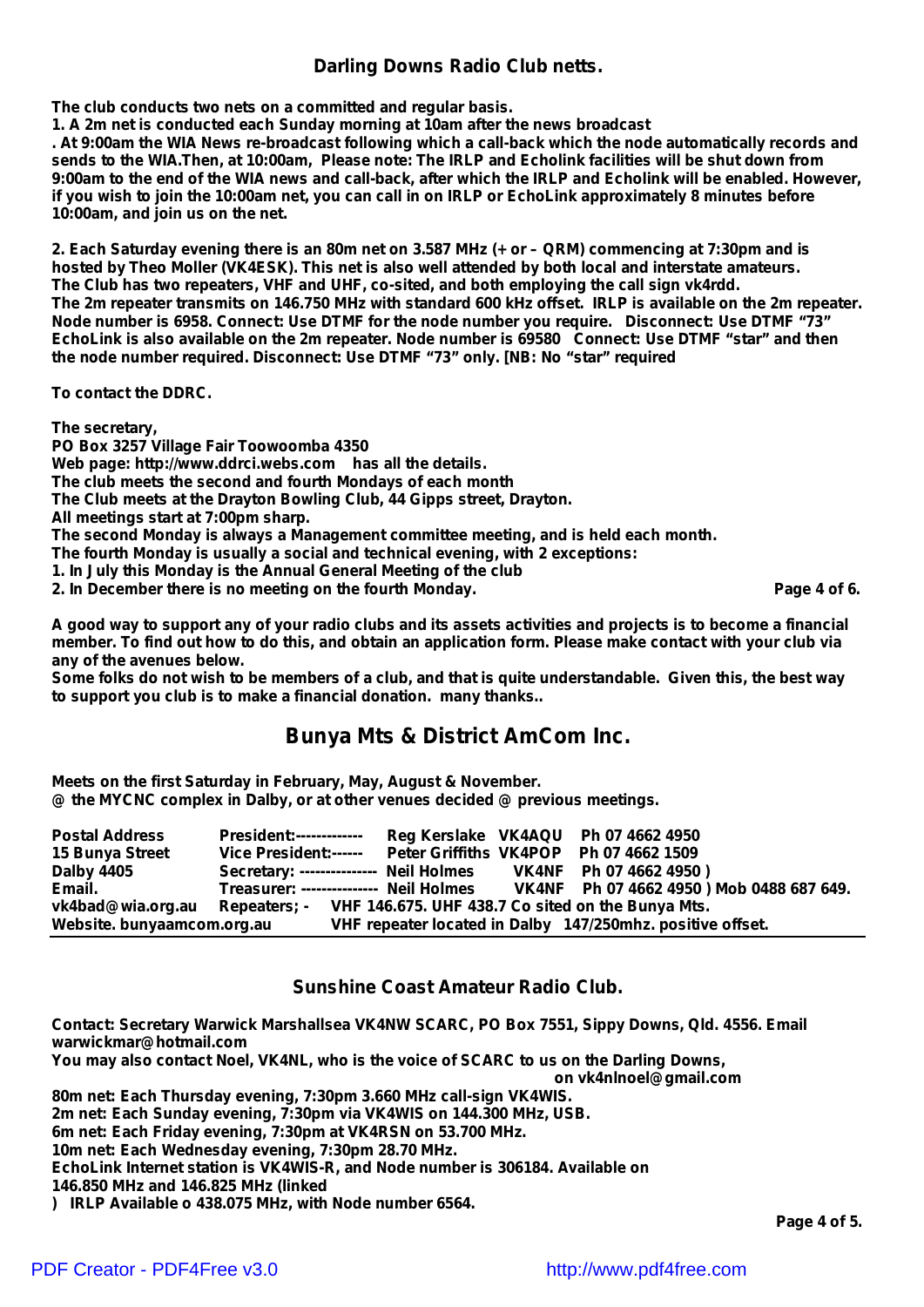## Darling Downs Radio Club netts.

**The club conducts two nets on a committed and regular basis.**
**1. A 2m net is conducted each Sunday morning at 10am after the news broadcast**
**. At 9:00am the WIA News re-broadcast following which a call-back which the node automatically records and sends to the WIA.Then, at 10:00am, Please note: The IRLP and Echolink facilities will be shut down from 9:00am to the end of the WIA news and call-back, after which the IRLP and Echolink will be enabled. However, if you wish to join the 10:00am net, you can call in on IRLP or EchoLink approximately 8 minutes before 10:00am, and join us on the net.**

**2. Each Saturday evening there is an 80m net on 3.587 MHz (+ or – QRM) commencing at 7:30pm and is hosted by Theo Moller (VK4ESK). This net is also well attended by both local and interstate amateurs.**
**The Club has two repeaters, VHF and UHF, co-sited, and both employing the call sign vk4rdd.**
**The 2m repeater transmits on 146.750 MHz with standard 600 kHz offset. IRLP is available on the 2m repeater. Node number is 6958. Connect: Use DTMF for the node number you require. Disconnect: Use DTMF "73" EchoLink is also available on the 2m repeater. Node number is 69580 Connect: Use DTMF "star" and then the node number required. Disconnect: Use DTMF "73" only. [NB: No "star" required**

**To contact the DDRC.**

**The secretary,**
**PO Box 3257 Village Fair Toowoomba 4350**
**Web page: http://www.ddrci.webs.com has all the details.**
**The club meets the second and fourth Mondays of each month**
**The Club meets at the Drayton Bowling Club, 44 Gipps street, Drayton.**
**All meetings start at 7:00pm sharp.**
**The second Monday is always a Management committee meeting, and is held each month.**
**The fourth Monday is usually a social and technical evening, with 2 exceptions:**
**1. In July this Monday is the Annual General Meeting of the club**
**2. In December there is no meeting on the fourth Monday.**

**A good way to support any of your radio clubs and its assets activities and projects is to become a financial member. To find out how to do this, and obtain an application form. Please make contact with your club via any of the avenues below.**
**Some folks do not wish to be members of a club, and that is quite understandable. Given this, the best way to support you club is to make a financial donation. many thanks..**

## Bunya Mts & District AmCom Inc.

**Meets on the first Saturday in February, May, August & November.**
**@ the MYCNC complex in Dalby, or at other venues decided @ previous meetings.**

**Postal Address** — **President:-------------** Reg Kerslake VK4AQU Ph 07 4662 4950
**15 Bunya Street** — **Vice President:------** Peter Griffiths VK4POP Ph 07 4662 1509
**Dalby 4405** — **Secretary: ---------------** Neil Holmes VK4NF Ph 07 4662 4950 )
**Email.** — **Treasurer: ---------------** Neil Holmes VK4NF Ph 07 4662 4950 ) Mob 0488 687 649.
**vk4bad@wia.org.au** — **Repeaters; -** VHF 146.675. UHF 438.7 Co sited on the Bunya Mts.
**Website. bunyaamcom.org.au** — VHF repeater located in Dalby 147/250mhz. positive offset.

## Sunshine Coast Amateur Radio Club.

**Contact: Secretary Warwick Marshallsea VK4NW SCARC, PO Box 7551, Sippy Downs, Qld. 4556. Email warwickmar@hotmail.com**
**You may also contact Noel, VK4NL, who is the voice of SCARC to us on the Darling Downs, on vk4nlnoel@gmail.com**
**80m net: Each Thursday evening, 7:30pm 3.660 MHz call-sign VK4WIS.**
**2m net: Each Sunday evening, 7:30pm via VK4WIS on 144.300 MHz, USB.**
**6m net: Each Friday evening, 7:30pm at VK4RSN on 53.700 MHz.**
**10m net: Each Wednesday evening, 7:30pm 28.70 MHz.**
**EchoLink Internet station is VK4WIS-R, and Node number is 306184. Available on 146.850 MHz and 146.825 MHz (linked**
**) IRLP Available o 438.075 MHz, with Node number 6564.**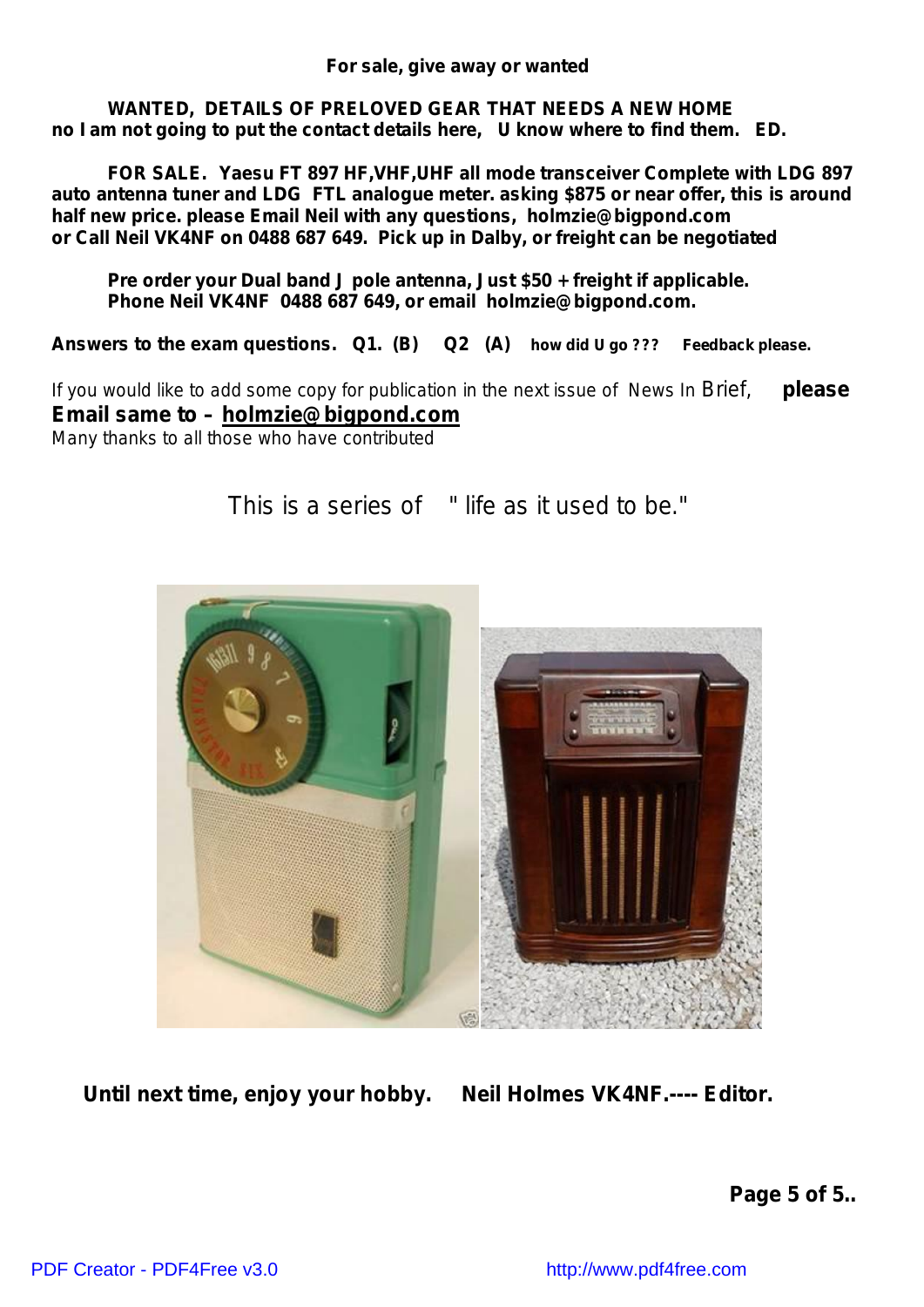**For sale, give away or wanted**

**WANTED, DETAILS OF PRELOVED GEAR THAT NEEDS A NEW HOME**
**no I am not going to put the contact details here, U know where to find them. ED.**

**FOR SALE. Yaesu FT 897 HF,VHF,UHF all mode transceiver Complete with LDG 897 auto antenna tuner and LDG FTL analogue meter. asking $875 or near offer, this is around half new price. please Email Neil with any questions, holmzie@bigpond.com or Call Neil VK4NF on 0488 687 649. Pick up in Dalby, or freight can be negotiated**

**Pre order your Dual band J pole antenna, Just $50 + freight if applicable.**
**Phone Neil VK4NF 0488 687 649, or email holmzie@bigpond.com.**

**Answers to the exam questions. Q1. (B) Q2 (A) how did U go ??? Feedback please.**

If you would like to add some copy for publication in the next issue of News In Brief, **please Email same to – holmzie@bigpond.com**
Many thanks to all those who have contributed

This is a series of " life as it used to be."

**Until next time, enjoy your hobby. Neil Holmes VK4NF.---- Editor.**